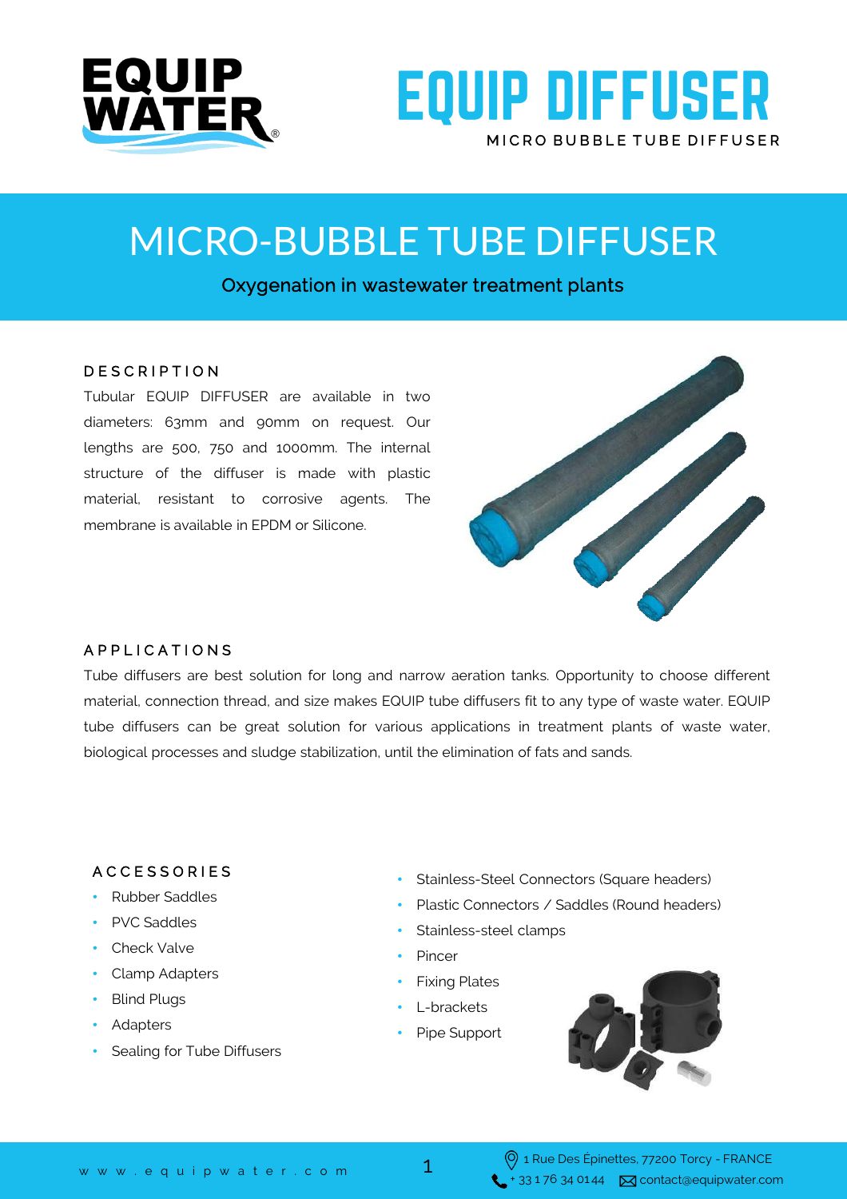# EQUIP DIFFUSER

MICRO BUBBLE TUBE DIFFUSER

## MICRO-BUBBLE TUBE DIFFUSER

Oxygenation in wastewater treatment plants

### DESCRIPTION

Tubular EQUIP DIFFUSER are available in two diameters: 63mm and 90mm on request. Our lengths are 500, 750 and 1000mm. The internal structure of the diffuser is made with plastic material, resistant to corrosive agents. The membrane is available in EPDM or Silicone.

### APPLICATIONS

Tube diffusers are best solution for long and narrow aeration tanks. Opportunity to choose different material, connection thread, and size makes EQUIP tube diffusers fit to any type of waste water. EQUIP tube diffusers can be great solution for various applications in treatment plants of waste water, biological processes and sludge stabilization, until the elimination of fats and sands.

### ACCESSORIES

- Rubber Saddles
- PVC Saddles
- Check Valve
- Clamp Adapters
- Blind Plugs
- Adapters
- Sealing for Tube Diffusers
- Stainless-Steel Connectors (Square headers)
- Plastic Connectors / Saddles (Round headers)
- Stainless-steel clamps
- Pincer
- Fixing Plates
- L-brackets
- Pipe Support

www.equipwater.com

1 Rue Des Épinettes, 77200 Torcy - FRANCE
+ 33 1 76 34 01 44 contact@equipwater.com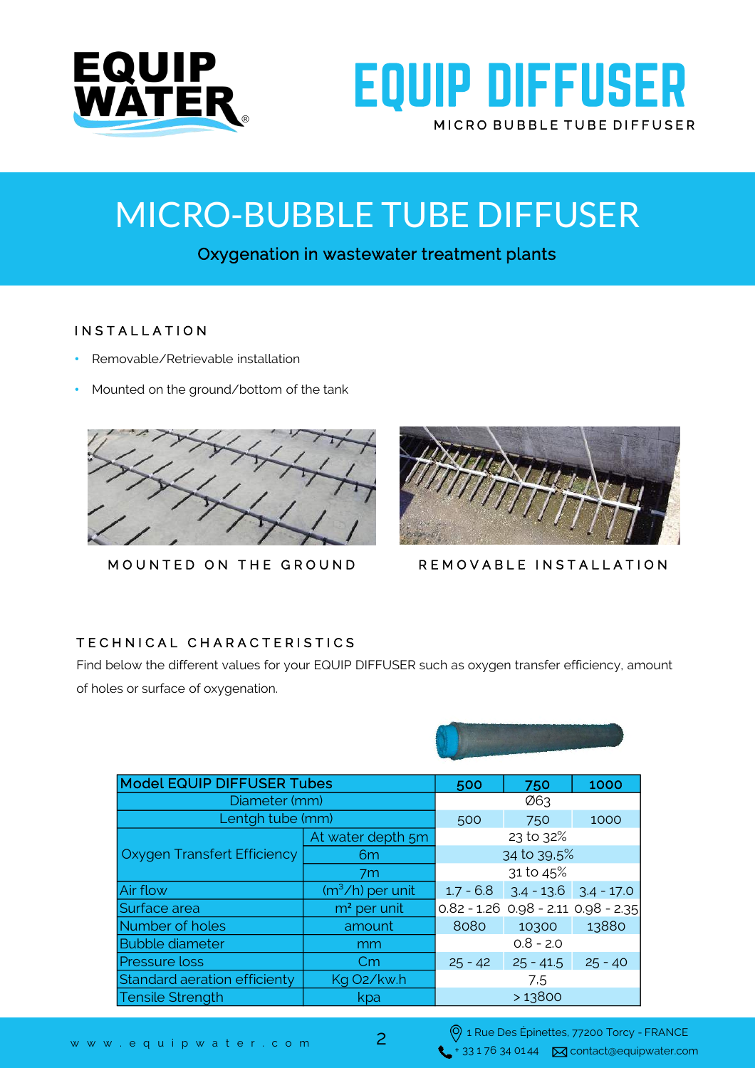# EQUIP DIFFUSER

MICRO BUBBLE TUBE DIFFUSER

# MICRO-BUBBLE TUBE DIFFUSER

Oxygenation in wastewater treatment plants

## INSTALLATION

- Removable/Retrievable installation
- Mounted on the ground/bottom of the tank

MOUNTED ON THE GROUND

REMOVABLE INSTALLATION

## TECHNICAL CHARACTERISTICS

Find below the different values for your EQUIP DIFFUSER such as oxygen transfer efficiency, amount of holes or surface of oxygenation.

| Model EQUIP DIFFUSER Tubes | | 500 | 750 | 1000 |
|---|---|---|---|---|
| Diameter (mm) | | Ø63 | | |
| Lentgh tube (mm) | | 500 | 750 | 1000 |
| Oxygen Transfert Efficiency | At water depth 5m | 23 to 32% | | |
| | 6m | 34 to 39,5% | | |
| | 7m | 31 to 45% | | |
| Air flow | ($m^3$/h) per unit | 1.7 - 6.8 | 3.4 - 13.6 | 3.4 - 17.0 |
| Surface area | $m^2$ per unit | 0.82 - 1.26 | 0.98 - 2.11 | 0.98 - 2.35 |
| Number of holes | amount | 8080 | 10300 | 13880 |
| Bubble diameter | mm | 0.8 - 2.0 | | |
| Pressure loss | Cm | 25 - 42 | 25 - 41.5 | 25 - 40 |
| Standard aeration efficienty | Kg O2/kw.h | 7.5 | | |
| Tensile Strength | kpa | > 13800 | | |

www.equipwater.com

1 Rue Des Épinettes, 77200 Torcy - FRANCE

+ 33 1 76 34 01 44 contact@equipwater.com